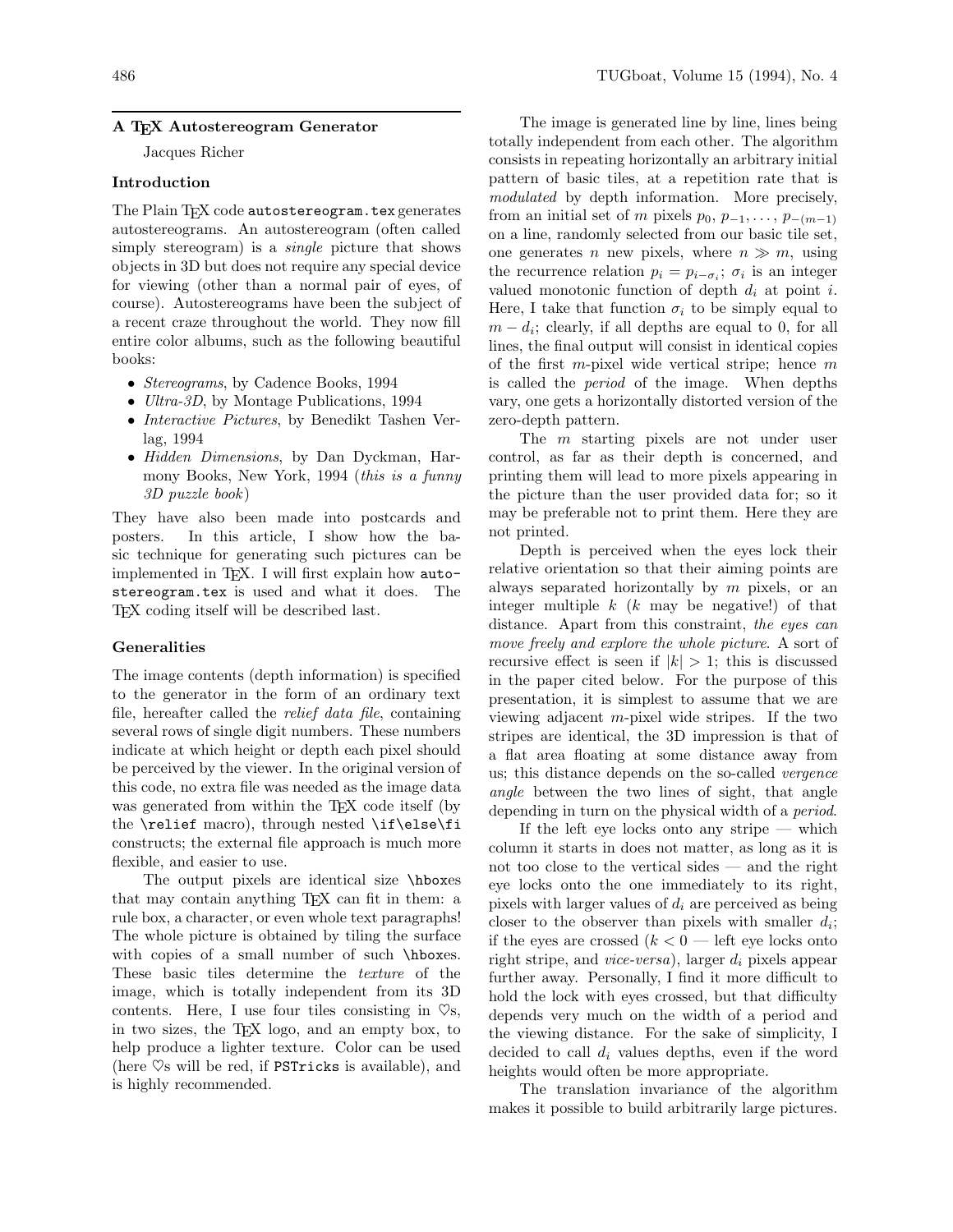## A TEX Autostereogram Generator

Jacques Richer

### Introduction

The Plain TEX code `autostereogram.tex` generates autostereograms. An autostereogram (often called simply stereogram) is a *single* picture that shows objects in 3D but does not require any special device for viewing (other than a normal pair of eyes, of course). Autostereograms have been the subject of a recent craze throughout the world. They now fill entire color albums, such as the following beautiful books:

- *Stereograms*, by Cadence Books, 1994
- *Ultra-3D*, by Montage Publications, 1994
- *Interactive Pictures*, by Benedikt Tashen Verlag, 1994
- *Hidden Dimensions*, by Dan Dyckman, Harmony Books, New York, 1994 (*this is a funny 3D puzzle book*)

They have also been made into postcards and posters. In this article, I show how the basic technique for generating such pictures can be implemented in TEX. I will first explain how `autostereogram.tex` is used and what it does. The TEX coding itself will be described last.

### Generalities

The image contents (depth information) is specified to the generator in the form of an ordinary text file, hereafter called the *relief data file*, containing several rows of single digit numbers. These numbers indicate at which height or depth each pixel should be perceived by the viewer. In the original version of this code, no extra file was needed as the image data was generated from within the TEX code itself (by the `\relief` macro), through nested `\if\else\fi` constructs; the external file approach is much more flexible, and easier to use.

The output pixels are identical size `\hbox`es that may contain anything TEX can fit in them: a rule box, a character, or even whole text paragraphs! The whole picture is obtained by tiling the surface with copies of a small number of such `\hbox`es. These basic tiles determine the *texture* of the image, which is totally independent from its 3D contents. Here, I use four tiles consisting in ♡s, in two sizes, the TEX logo, and an empty box, to help produce a lighter texture. Color can be used (here ♡s will be red, if `PSTricks` is available), and is highly recommended.

The image is generated line by line, lines being totally independent from each other. The algorithm consists in repeating horizontally an arbitrary initial pattern of basic tiles, at a repetition rate that is *modulated* by depth information. More precisely, from an initial set of $m$ pixels $p_0, p_{-1}, \ldots, p_{-(m-1)}$ on a line, randomly selected from our basic tile set, one generates $n$ new pixels, where $n \gg m$, using the recurrence relation $p_i = p_{i-\sigma_i}$; $\sigma_i$ is an integer valued monotonic function of depth $d_i$ at point $i$. Here, I take that function $\sigma_i$ to be simply equal to $m - d_i$; clearly, if all depths are equal to 0, for all lines, the final output will consist in identical copies of the first $m$-pixel wide vertical stripe; hence $m$ is called the *period* of the image. When depths vary, one gets a horizontally distorted version of the zero-depth pattern.

The $m$ starting pixels are not under user control, as far as their depth is concerned, and printing them will lead to more pixels appearing in the picture than the user provided data for; so it may be preferable not to print them. Here they are not printed.

Depth is perceived when the eyes lock their relative orientation so that their aiming points are always separated horizontally by $m$ pixels, or an integer multiple $k$ ($k$ may be negative!) of that distance. Apart from this constraint, *the eyes can move freely and explore the whole picture*. A sort of recursive effect is seen if $|k| > 1$; this is discussed in the paper cited below. For the purpose of this presentation, it is simplest to assume that we are viewing adjacent $m$-pixel wide stripes. If the two stripes are identical, the 3D impression is that of a flat area floating at some distance away from us; this distance depends on the so-called *vergence angle* between the two lines of sight, that angle depending in turn on the physical width of a *period*.

If the left eye locks onto any stripe — which column it starts in does not matter, as long as it is not too close to the vertical sides — and the right eye locks onto the one immediately to its right, pixels with larger values of $d_i$ are perceived as being closer to the observer than pixels with smaller $d_i$; if the eyes are crossed ($k < 0$ — left eye locks onto right stripe, and *vice-versa*), larger $d_i$ pixels appear further away. Personally, I find it more difficult to hold the lock with eyes crossed, but that difficulty depends very much on the width of a period and the viewing distance. For the sake of simplicity, I decided to call $d_i$ values depths, even if the word heights would often be more appropriate.

The translation invariance of the algorithm makes it possible to build arbitrarily large pictures.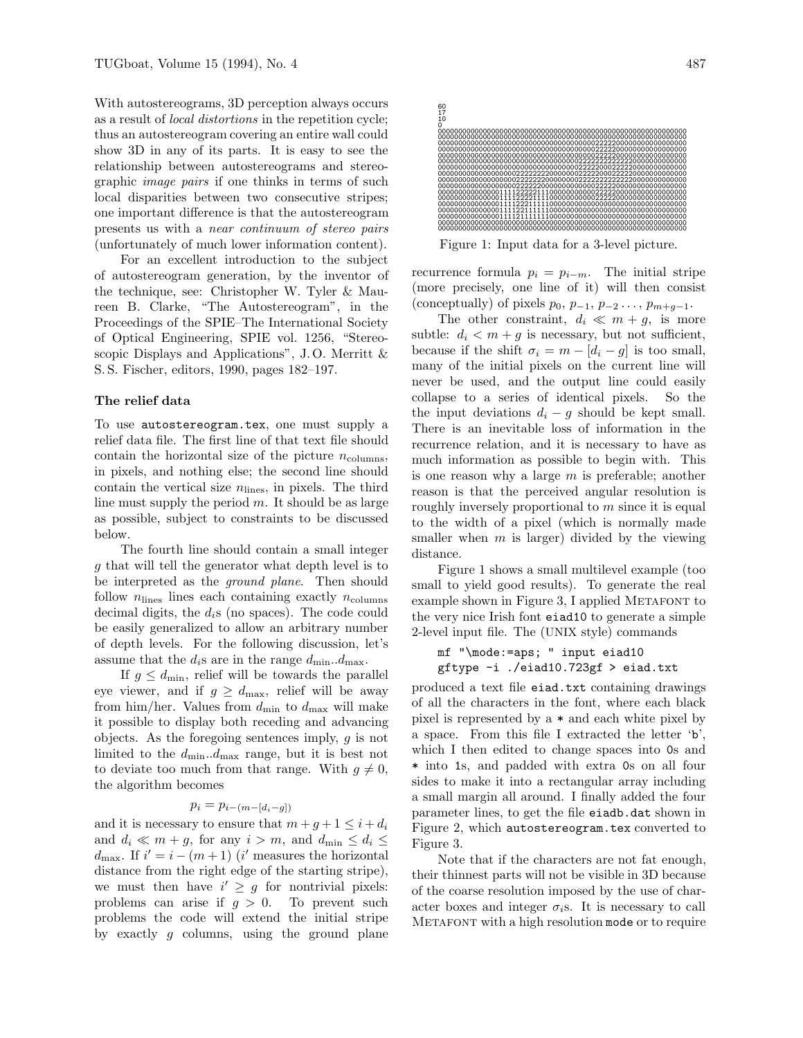With autostereograms, 3D perception always occurs as a result of *local distortions* in the repetition cycle; thus an autostereogram covering an entire wall could show 3D in any of its parts. It is easy to see the relationship between autostereograms and stereographic *image pairs* if one thinks in terms of such local disparities between two consecutive stripes; one important difference is that the autostereogram presents us with a *near continuum of stereo pairs* (unfortunately of much lower information content).

For an excellent introduction to the subject of autostereogram generation, by the inventor of the technique, see: Christopher W. Tyler & Maureen B. Clarke, "The Autostereogram", in the Proceedings of the SPIE–The International Society of Optical Engineering, SPIE vol. 1256, "Stereoscopic Displays and Applications", J. O. Merritt & S. S. Fischer, editors, 1990, pages 182–197.

### The relief data

To use `autostereogram.tex`, one must supply a relief data file. The first line of that text file should contain the horizontal size of the picture $n_{\text{columns}}$, in pixels, and nothing else; the second line should contain the vertical size $n_{\text{lines}}$, in pixels. The third line must supply the period $m$. It should be as large as possible, subject to constraints to be discussed below.

The fourth line should contain a small integer $g$ that will tell the generator what depth level is to be interpreted as the *ground plane*. Then should follow $n_{\text{lines}}$ lines each containing exactly $n_{\text{columns}}$ decimal digits, the $d_i$s (no spaces). The code could be easily generalized to allow an arbitrary number of depth levels. For the following discussion, let's assume that the $d_i$s are in the range $d_{\min}..d_{\max}$.

If $g \leq d_{\min}$, relief will be towards the parallel eye viewer, and if $g \geq d_{\max}$, relief will be away from him/her. Values from $d_{\min}$ to $d_{\max}$ will make it possible to display both receding and advancing objects. As the foregoing sentences imply, $g$ is not limited to the $d_{\min}..d_{\max}$ range, but it is best not to deviate too much from that range. With $g \neq 0$, the algorithm becomes

$$p_i = p_{i-(m-[d_i-g])}$$

and it is necessary to ensure that $m + g + 1 \leq i + d_i$ and $d_i \ll m + g$, for any $i > m$, and $d_{\min} \leq d_i \leq d_{\max}$. If $i' = i - (m+1)$ ($i'$ measures the horizontal distance from the right edge of the starting stripe), we must then have $i' \geq g$ for nontrivial pixels: problems can arise if $g > 0$. To prevent such problems the code will extend the initial stripe by exactly $g$ columns, using the ground plane recurrence formula $p_i = p_{i-m}$. The initial stripe (more precisely, one line of it) will then consist (conceptually) of pixels $p_0, p_{-1}, p_{-2} \ldots, p_{m+g-1}$.

```
60
17
10
0
000000000000000000000000000000000000000000000000000000000000
000000000000000000000000000000000000000000222200000000000000
000000000000000000000000000000000000000000222200000000000000
000000000000000000000000000000000000000000222200000000000000
000000000000000000000000000000000000000022222200000000000000
000000000000000000000000000000000002222000222222220000000000
000000000000000000002222222220000002222200002222200000000000
000000000000000000002222222220000022220000022220000000000000
000000000000000000022222000000000000022222222222200000000000
000000000000000011112222221110000000000222220000000000000000
000000000000000111122221111000000000000022220000000000000000
000000000000000111122221111100000000000000000000000000000000
000000000000000111122111111000000000000000000000000000000000
000000000000000111122111111000000000000000000000000000000000
000000000000000111121111111000000000000000000000000000000000
000000000000000000000000000000000000000000000000000000000000
000000000000000000000000000000000000000000000000000000000000
```

Figure 1: Input data for a 3-level picture.

The other constraint, $d_i \ll m + g$, is more subtle: $d_i < m + g$ is necessary, but not sufficient, because if the shift $\sigma_i = m - [d_i - g]$ is too small, many of the initial pixels on the current line will never be used, and the output line could easily collapse to a series of identical pixels. So the input deviations $d_i - g$ should be kept small. There is an inevitable loss of information in the recurrence relation, and it is necessary to have as much information as possible to begin with. This is one reason why a large $m$ is preferable; another reason is that the perceived angular resolution is roughly inversely proportional to $m$ since it is equal to the width of a pixel (which is normally made smaller when $m$ is larger) divided by the viewing distance.

Figure 1 shows a small multilevel example (too small to yield good results). To generate the real example shown in Figure 3, I applied METAFONT to the very nice Irish font `eiad10` to generate a simple 2-level input file. The (UNIX style) commands

```
mf "\mode:=aps; " input eiad10
gftype -i ./eiad10.723gf > eiad.txt
```

produced a text file `eiad.txt` containing drawings of all the characters in the font, where each black pixel is represented by a `*` and each white pixel by a space. From this file I extracted the letter '`b`', which I then edited to change spaces into `0`s and `*` into `1`s, and padded with extra `0`s on all four sides to make it into a rectangular array including a small margin all around. I finally added the four parameter lines, to get the file `eiadb.dat` shown in Figure 2, which `autostereogram.tex` converted to Figure 3.

Note that if the characters are not fat enough, their thinnest parts will not be visible in 3D because of the coarse resolution imposed by the use of character boxes and integer $\sigma_i$s. It is necessary to call METAFONT with a high resolution `mode` or to require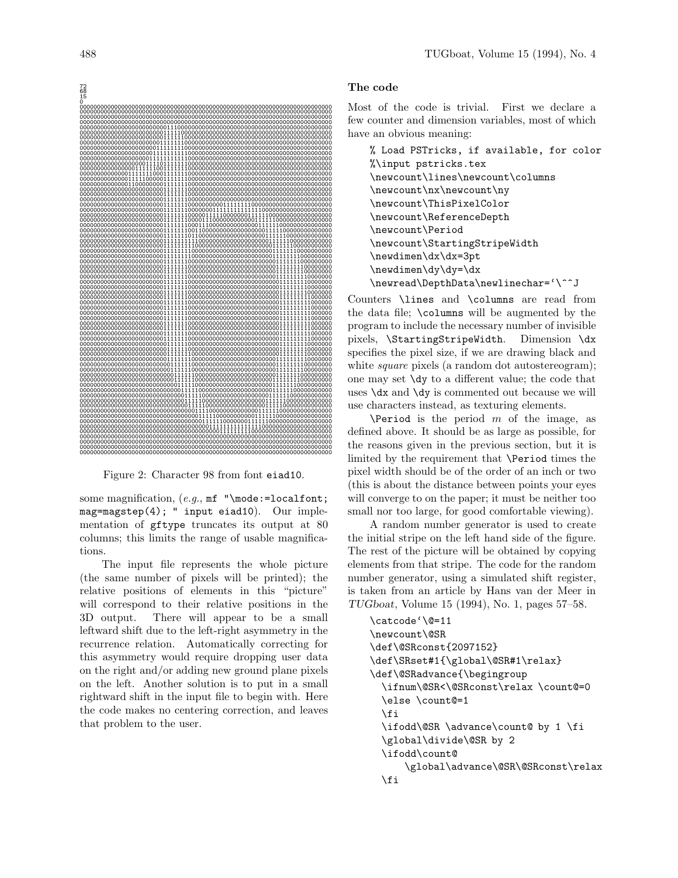Figure 2: Character 98 from font `eiad10`.

some magnification, (*e.g.*, `mf "\mode:=localfont; mag=magstep(4); " input eiad10`). Our implementation of `gftype` truncates its output at 80 columns; this limits the range of usable magnifications.

The input file represents the whole picture (the same number of pixels will be printed); the relative positions of elements in this "picture" will correspond to their relative positions in the 3D output. There will appear to be a small leftward shift due to the left-right asymmetry in the recurrence relation. Automatically correcting for this asymmetry would require dropping user data on the right and/or adding new ground plane pixels on the left. Another solution is to put in a small rightward shift in the input file to begin with. Here the code makes no centering correction, and leaves that problem to the user.

## The code

Most of the code is trivial. First we declare a few counter and dimension variables, most of which have an obvious meaning:

```
% Load PSTricks, if available, for color
%\input pstricks.tex
\newcount\lines\newcount\columns
\newcount\nx\newcount\ny
\newcount\ThisPixelColor
\newcount\ReferenceDepth
\newcount\Period
\newcount\StartingStripeWidth
\newdimen\dx\dx=3pt
\newdimen\dy\dy=\dx
\newread\DepthData\newlinechar=`\^^J
```

Counters `\lines` and `\columns` are read from the data file; `\columns` will be augmented by the program to include the necessary number of invisible pixels, `\StartingStripeWidth`. Dimension `\dx` specifies the pixel size, if we are drawing black and white *square* pixels (a random dot autostereogram); one may set `\dy` to a different value; the code that uses `\dx` and `\dy` is commented out because we will use characters instead, as texturing elements.

`\Period` is the period $m$ of the image, as defined above. It should be as large as possible, for the reasons given in the previous section, but it is limited by the requirement that `\Period` times the pixel width should be of the order of an inch or two (this is about the distance between points your eyes will converge to on the paper; it must be neither too small nor too large, for good comfortable viewing).

A random number generator is used to create the initial stripe on the left hand side of the figure. The rest of the picture will be obtained by copying elements from that stripe. The code for the random number generator, using a simulated shift register, is taken from an article by Hans van der Meer in *TUGboat*, Volume 15 (1994), No. 1, pages 57–58.

```
\catcode`\@=11
\newcount\@SR
\def\@SRconst{2097152}
\def\SRset#1{\global\@SR#1\relax}
\def\@SRadvance{\begingroup
  \ifnum\@SR<\@SRconst\relax \count@=0
  \else \count@=1
  \fi
  \ifodd\@SR \advance\count@ by 1 \fi
  \global\divide\@SR by 2
  \ifodd\count@
      \global\advance\@SR\@SRconst\relax
  \fi
```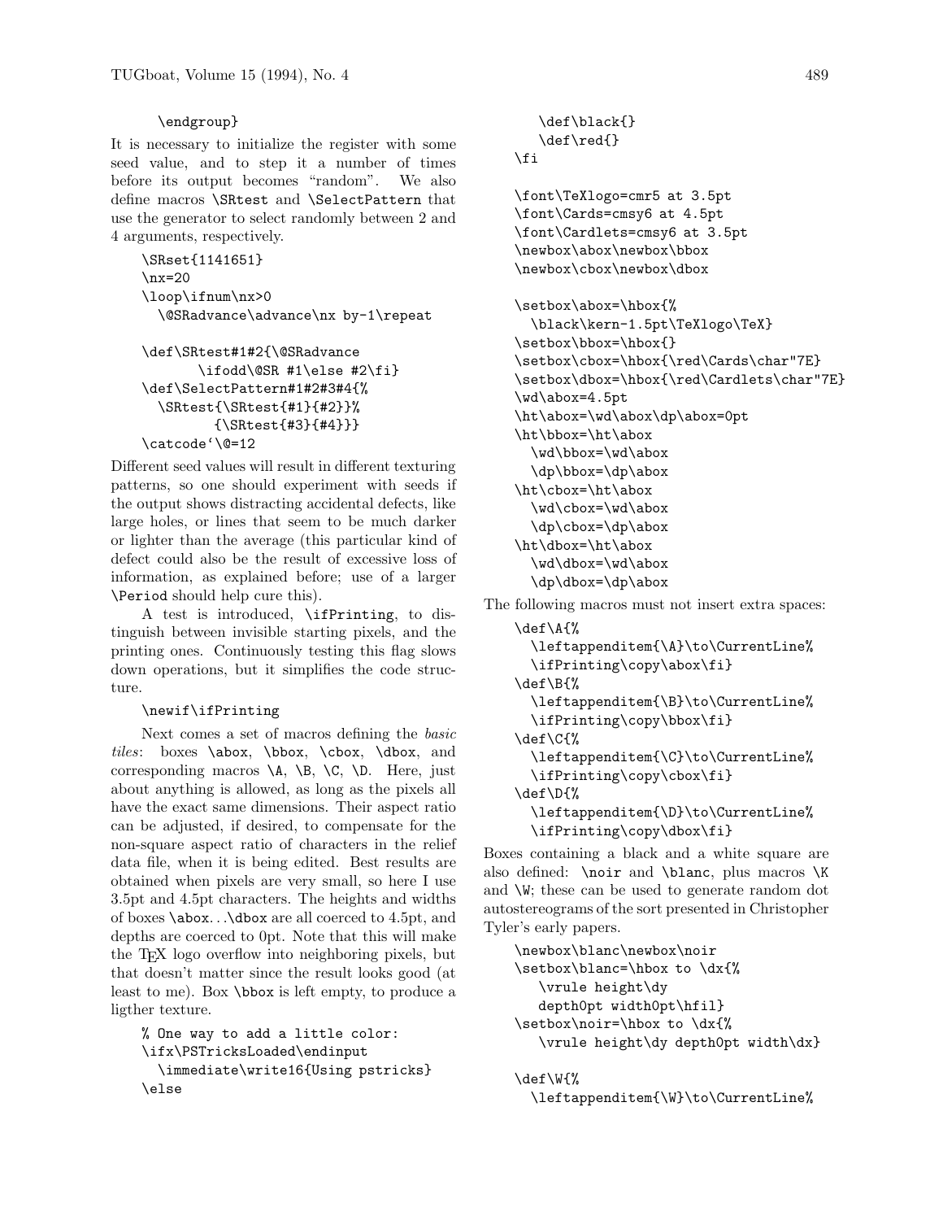```
\endgroup}
```

It is necessary to initialize the register with some seed value, and to step it a number of times before its output becomes "random". We also define macros `\SRtest` and `\SelectPattern` that use the generator to select randomly between 2 and 4 arguments, respectively.

```
\SRset{1141651}
\nx=20
\loop\ifnum\nx>0
  \@SRadvance\advance\nx by-1\repeat

\def\SRtest#1#2{\@SRadvance
       \ifodd\@SR #1\else #2\fi}
\def\SelectPattern#1#2#3#4{%
  \SRtest{\SRtest{#1}{#2}}%
         {\SRtest{#3}{#4}}}
\catcode`\@=12
```

Different seed values will result in different texturing patterns, so one should experiment with seeds if the output shows distracting accidental defects, like large holes, or lines that seem to be much darker or lighter than the average (this particular kind of defect could also be the result of excessive loss of information, as explained before; use of a larger `\Period` should help cure this).

A test is introduced, `\ifPrinting`, to distinguish between invisible starting pixels, and the printing ones. Continuously testing this flag slows down operations, but it simplifies the code structure.

```
\newif\ifPrinting
```

Next comes a set of macros defining the *basic tiles*: boxes `\abox`, `\bbox`, `\cbox`, `\dbox`, and corresponding macros `\A`, `\B`, `\C`, `\D`. Here, just about anything is allowed, as long as the pixels all have the exact same dimensions. Their aspect ratio can be adjusted, if desired, to compensate for the non-square aspect ratio of characters in the relief data file, when it is being edited. Best results are obtained when pixels are very small, so here I use 3.5pt and 4.5pt characters. The heights and widths of boxes `\abox`...`\dbox` are all coerced to 4.5pt, and depths are coerced to 0pt. Note that this will make the TeX logo overflow into neighboring pixels, but that doesn't matter since the result looks good (at least to me). Box `\bbox` is left empty, to produce a ligther texture.

```
% One way to add a little color:
\ifx\PSTricksLoaded\endinput
  \immediate\write16{Using pstricks}
\else
  \def\black{}
  \def\red{}
\fi

\font\TeXlogo=cmr5 at 3.5pt
\font\Cards=cmsy6 at 4.5pt
\font\Cardlets=cmsy6 at 3.5pt
\newbox\abox\newbox\bbox
\newbox\cbox\newbox\dbox

\setbox\abox=\hbox{%
  \black\kern-1.5pt\TeXlogo\TeX}
\setbox\bbox=\hbox{}
\setbox\cbox=\hbox{\red\Cards\char"7E}
\setbox\dbox=\hbox{\red\Cardlets\char"7E}
\wd\abox=4.5pt
\ht\abox=\wd\abox\dp\abox=0pt
\ht\bbox=\ht\abox
  \wd\bbox=\wd\abox
  \dp\bbox=\dp\abox
\ht\cbox=\ht\abox
  \wd\cbox=\wd\abox
  \dp\cbox=\dp\abox
\ht\dbox=\ht\abox
  \wd\dbox=\wd\abox
  \dp\dbox=\dp\abox
```

The following macros must not insert extra spaces:

```
\def\A{%
  \leftappenditem{\A}\to\CurrentLine%
  \ifPrinting\copy\abox\fi}
\def\B{%
  \leftappenditem{\B}\to\CurrentLine%
  \ifPrinting\copy\bbox\fi}
\def\C{%
  \leftappenditem{\C}\to\CurrentLine%
  \ifPrinting\copy\cbox\fi}
\def\D{%
  \leftappenditem{\D}\to\CurrentLine%
  \ifPrinting\copy\dbox\fi}
```

Boxes containing a black and a white square are also defined: `\noir` and `\blanc`, plus macros `\K` and `\W`; these can be used to generate random dot autostereograms of the sort presented in Christopher Tyler's early papers.

```
\newbox\blanc\newbox\noir
\setbox\blanc=\hbox to \dx{%
   \vrule height\dy
   depth0pt width0pt\hfil}
\setbox\noir=\hbox to \dx{%
   \vrule height\dy depth0pt width\dx}

\def\W{%
  \leftappenditem{\W}\to\CurrentLine%
```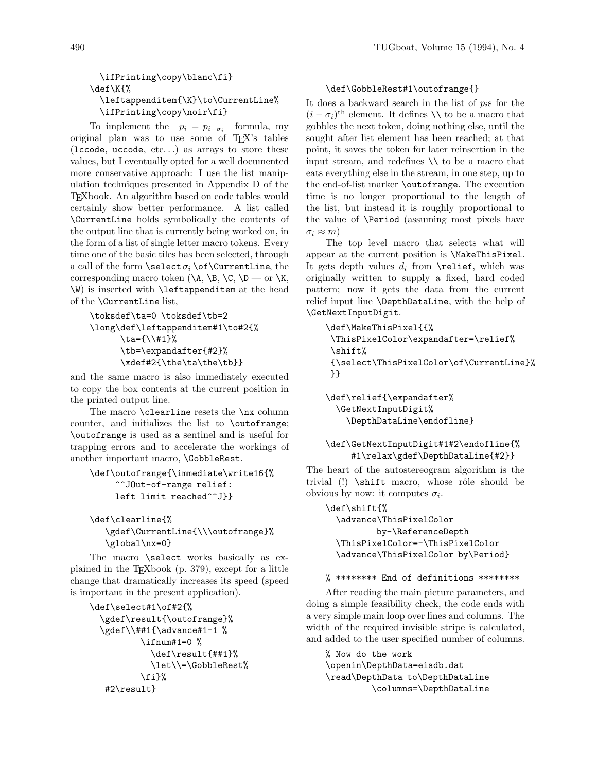```
  \ifPrinting\copy\blanc\fi}
\def\K{%
  \leftappenditem{\K}\to\CurrentLine%
  \ifPrinting\copy\noir\fi}
```

To implement the $p_i = p_{i-\sigma_i}$ formula, my original plan was to use some of TEX's tables (lccode, uccode, etc...) as arrays to store these values, but I eventually opted for a well documented more conservative approach: I use the list manipulation techniques presented in Appendix D of the TEXbook. An algorithm based on code tables would certainly show better performance. A list called \CurrentLine holds symbolically the contents of the output line that is currently being worked on, in the form of a list of single letter macro tokens. Every time one of the basic tiles has been selected, through a call of the form \select $\sigma_i$ \of\CurrentLine, the corresponding macro token (\A, \B, \C, \D — or \K, \W) is inserted with \leftappenditem at the head of the \CurrentLine list,

```
\toksdef\ta=0 \toksdef\tb=2
\long\def\leftappenditem#1\to#2{%
      \ta={\\#1}%
      \tb=\expandafter{#2}%
      \xdef#2{\the\ta\the\tb}}
```

and the same macro is also immediately executed to copy the box contents at the current position in the printed output line.

The macro \clearline resets the \nx column counter, and initializes the list to \outofrange; \outofrange is used as a sentinel and is useful for trapping errors and to accelerate the workings of another important macro, \GobbleRest.

```
\def\outofrange{\immediate\write16{%
     ^^JOut-of-range relief:
     left limit reached^^J}}

\def\clearline{%
   \gdef\CurrentLine{\\\outofrange}%
   \global\nx=0}
```

The macro \select works basically as explained in the TEXbook (p. 379), except for a little change that dramatically increases its speed (speed is important in the present application).

```
\def\select#1\of#2{%
  \gdef\result{\outofrange}%
  \gdef\\##1{\advance#1-1 %
         \ifnum#1=0 %
           \def\result{##1}%
           \let\\=\GobbleRest%
         \fi}%
 #2\result}

\def\GobbleRest#1\outofrange{}
```

It does a backward search in the list of $p_i$s for the $(i - \sigma_i)^{\mathrm{th}}$ element. It defines \\ to be a macro that gobbles the next token, doing nothing else, until the sought after list element has been reached; at that point, it saves the token for later reinsertion in the input stream, and redefines \\ to be a macro that eats everything else in the stream, in one step, up to the end-of-list marker \outofrange. The execution time is no longer proportional to the length of the list, but instead it is roughly proportional to the value of \Period (assuming most pixels have $\sigma_i \approx m$)

The top level macro that selects what will appear at the current position is \MakeThisPixel. It gets depth values $d_i$ from \relief, which was originally written to supply a fixed, hard coded pattern; now it gets the data from the current relief input line \DepthDataLine, with the help of \GetNextInputDigit.

```
\def\MakeThisPixel{{%
 \ThisPixelColor\expandafter=\relief%
 \shift%
 {\select\ThisPixelColor\of\CurrentLine}%
 }}

\def\relief{\expandafter%
  \GetNextInputDigit%
    \DepthDataLine\endofline}

\def\GetNextInputDigit#1#2\endofline{%
     #1\relax\gdef\DepthDataLine{#2}}
```

The heart of the autostereogram algorithm is the trivial (!) \shift macro, whose rôle should be obvious by now: it computes $\sigma_i$.

```
\def\shift{%
  \advance\ThisPixelColor
          by-\ReferenceDepth
  \ThisPixelColor=-\ThisPixelColor
  \advance\ThisPixelColor by\Period}

% ******** End of definitions ********
```

After reading the main picture parameters, and doing a simple feasibility check, the code ends with a very simple main loop over lines and columns. The width of the required invisible stripe is calculated, and added to the user specified number of columns.

```
% Now do the work
\openin\DepthData=eiadb.dat
\read\DepthData to\DepthDataLine
        \columns=\DepthDataLine
```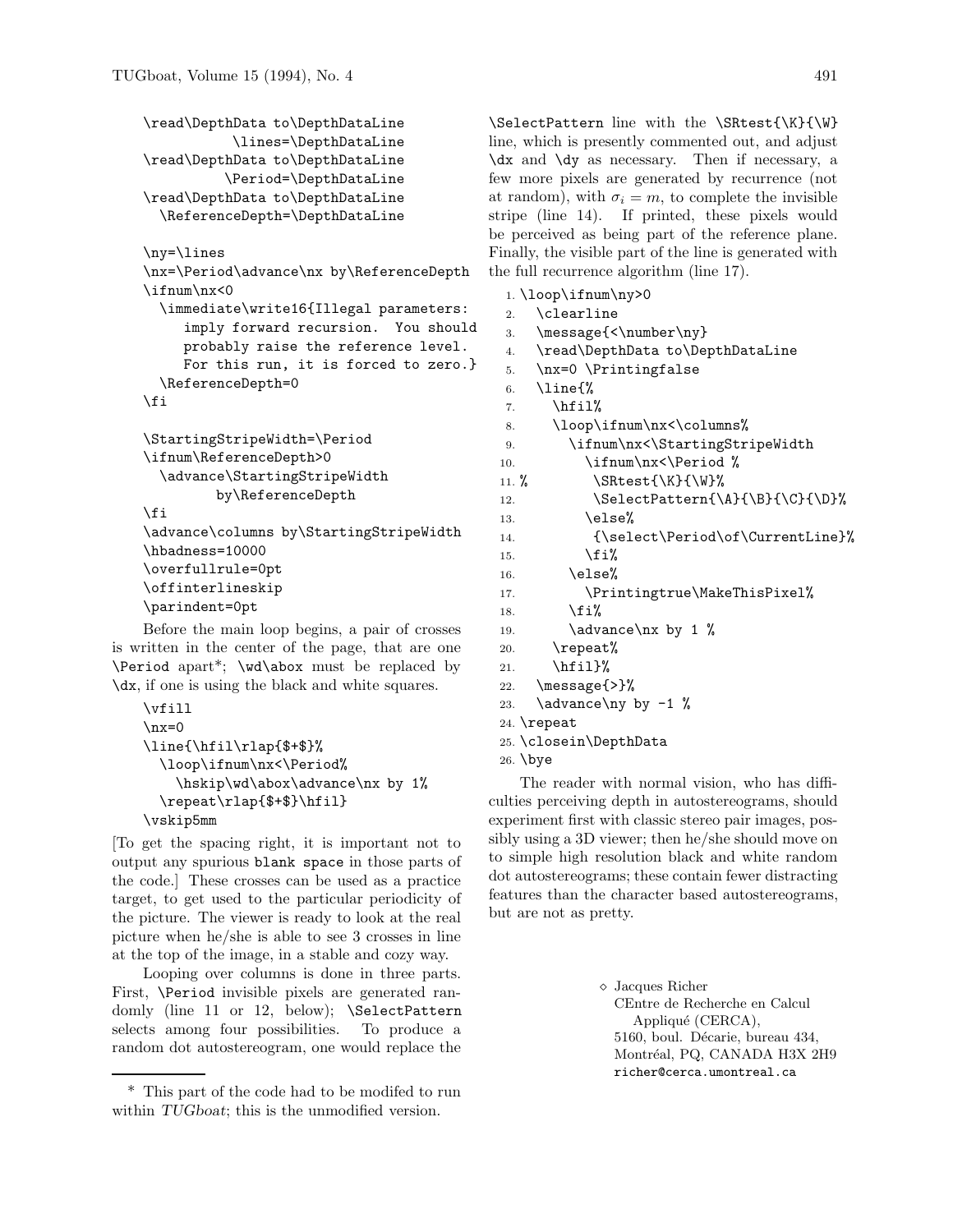```
\read\DepthData to\DepthDataLine
          \lines=\DepthDataLine
\read\DepthData to\DepthDataLine
          \Period=\DepthDataLine
\read\DepthData to\DepthDataLine
  \ReferenceDepth=\DepthDataLine

\ny=\lines
\nx=\Period\advance\nx by\ReferenceDepth
\ifnum\nx<0
  \immediate\write16{Illegal parameters:
     imply forward recursion.  You should
     probably raise the reference level.
     For this run, it is forced to zero.}
  \ReferenceDepth=0
\fi

\StartingStripeWidth=\Period
\ifnum\ReferenceDepth>0
  \advance\StartingStripeWidth
        by\ReferenceDepth
\fi
\advance\columns by\StartingStripeWidth
\hbadness=10000
\overfullrule=0pt
\offinterlineskip
\parindent=0pt
```

Before the main loop begins, a pair of crosses is written in the center of the page, that are one `\Period` apart*; `\wd\abox` must be replaced by `\dx`, if one is using the black and white squares.

```
\vfill
\nx=0
\line{\hfil\rlap{$+$}%
  \loop\ifnum\nx<\Period%
    \hskip\wd\abox\advance\nx by 1%
  \repeat\rlap{$+$}\hfil}
\vskip5mm
```

[To get the spacing right, it is important not to output any spurious `blank space` in those parts of the code.] These crosses can be used as a practice target, to get used to the particular periodicity of the picture. The viewer is ready to look at the real picture when he/she is able to see 3 crosses in line at the top of the image, in a stable and cozy way.

Looping over columns is done in three parts. First, `\Period` invisible pixels are generated randomly (line 11 or 12, below); `\SelectPattern` selects among four possibilities. To produce a random dot autostereogram, one would replace the `\SelectPattern` line with the `\SRtest{\K}{\W}` line, which is presently commented out, and adjust `\dx` and `\dy` as necessary. Then if necessary, a few more pixels are generated by recurrence (not at random), with $\sigma_i = m$, to complete the invisible stripe (line 14). If printed, these pixels would be perceived as being part of the reference plane. Finally, the visible part of the line is generated with the full recurrence algorithm (line 17).

```
1. \loop\ifnum\ny>0
2.   \clearline
3.   \message{<\number\ny}
4.   \read\DepthData to\DepthDataLine
5.   \nx=0 \Printingfalse
6.   \line{%
7.     \hfil%
8.     \loop\ifnum\nx<\columns%
9.       \ifnum\nx<\StartingStripeWidth
10.        \ifnum\nx<\Period %
11. %        \SRtest{\K}{\W}%
12.          \SelectPattern{\A}{\B}{\C}{\D}%
13.        \else%
14.          {\select\Period\of\CurrentLine}%
15.        \fi%
16.      \else%
17.        \Printingtrue\MakeThisPixel%
18.      \fi%
19.      \advance\nx by 1 %
20.    \repeat%
21.    \hfil}%
22.  \message{>}%
23.  \advance\ny by -1 %
24. \repeat
25. \closein\DepthData
26. \bye
```

The reader with normal vision, who has difficulties perceiving depth in autostereograms, should experiment first with classic stereo pair images, possibly using a 3D viewer; then he/she should move on to simple high resolution black and white random dot autostereograms; these contain fewer distracting features than the character based autostereograms, but are not as pretty.

◇ Jacques Richer
CEntre de Recherche en Calcul Appliqué (CERCA),
5160, boul. Décarie, bureau 434,
Montréal, PQ, CANADA H3X 2H9
`richer@cerca.umontreal.ca`

* This part of the code had to be modifed to run within *TUGboat*; this is the unmodified version.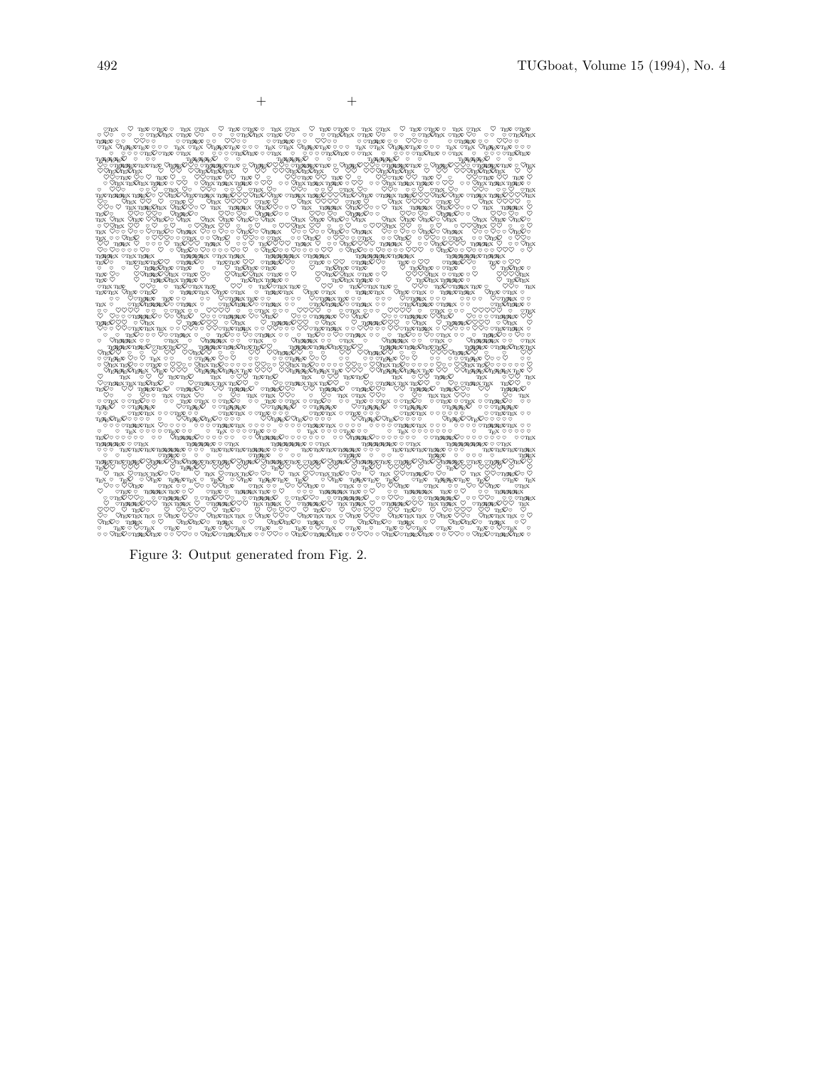Figure 3: Output generated from Fig. 2.